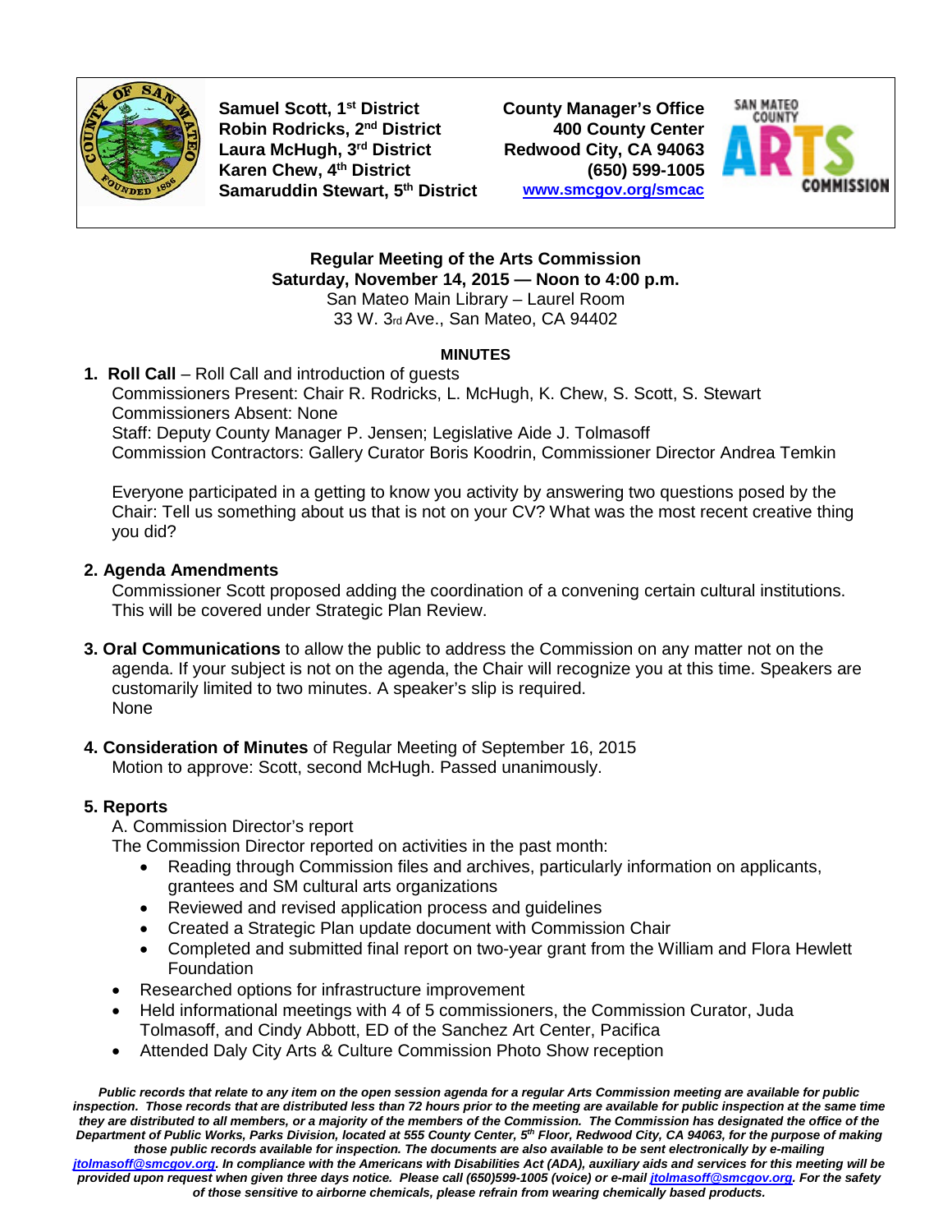Samuel Scott, 1st District
Robin Rodricks, 2nd District
Laura McHugh, 3rd District
Karen Chew, 4th District
Samaruddin Stewart, 5th District

County Manager's Office
400 County Center
Redwood City, CA 94063
(650) 599-1005
www.smcgov.org/smcac

**Regular Meeting of the Arts Commission**
**Saturday, November 14, 2015 — Noon to 4:00 p.m.**
San Mateo Main Library – Laurel Room
33 W. 3rd Ave., San Mateo, CA 94402

**MINUTES**

1. **Roll Call** – Roll Call and introduction of guests
   Commissioners Present: Chair R. Rodricks, L. McHugh, K. Chew, S. Scott, S. Stewart
   Commissioners Absent: None
   Staff: Deputy County Manager P. Jensen; Legislative Aide J. Tolmasoff
   Commission Contractors: Gallery Curator Boris Koodrin, Commissioner Director Andrea Temkin

   Everyone participated in a getting to know you activity by answering two questions posed by the Chair: Tell us something about us that is not on your CV? What was the most recent creative thing you did?

2. **Agenda Amendments**
   Commissioner Scott proposed adding the coordination of a convening certain cultural institutions. This will be covered under Strategic Plan Review.

3. **Oral Communications** to allow the public to address the Commission on any matter not on the agenda. If your subject is not on the agenda, the Chair will recognize you at this time. Speakers are customarily limited to two minutes. A speaker's slip is required.
   None

4. **Consideration of Minutes** of Regular Meeting of September 16, 2015
   Motion to approve: Scott, second McHugh. Passed unanimously.

5. **Reports**
   A. Commission Director's report
   The Commission Director reported on activities in the past month:
   - Reading through Commission files and archives, particularly information on applicants, grantees and SM cultural arts organizations
   - Reviewed and revised application process and guidelines
   - Created a Strategic Plan update document with Commission Chair
   - Completed and submitted final report on two-year grant from the William and Flora Hewlett Foundation
   - Researched options for infrastructure improvement
   - Held informational meetings with 4 of 5 commissioners, the Commission Curator, Juda Tolmasoff, and Cindy Abbott, ED of the Sanchez Art Center, Pacifica
   - Attended Daly City Arts & Culture Commission Photo Show reception

*Public records that relate to any item on the open session agenda for a regular Arts Commission meeting are available for public inspection. Those records that are distributed less than 72 hours prior to the meeting are available for public inspection at the same time they are distributed to all members, or a majority of the members of the Commission. The Commission has designated the office of the Department of Public Works, Parks Division, located at 555 County Center, 5th Floor, Redwood City, CA 94063, for the purpose of making those public records available for inspection. The documents are also available to be sent electronically by e-mailing jtolmasoff@smcgov.org. In compliance with the Americans with Disabilities Act (ADA), auxiliary aids and services for this meeting will be provided upon request when given three days notice. Please call (650)599-1005 (voice) or e-mail jtolmasoff@smcgov.org. For the safety of those sensitive to airborne chemicals, please refrain from wearing chemically based products.*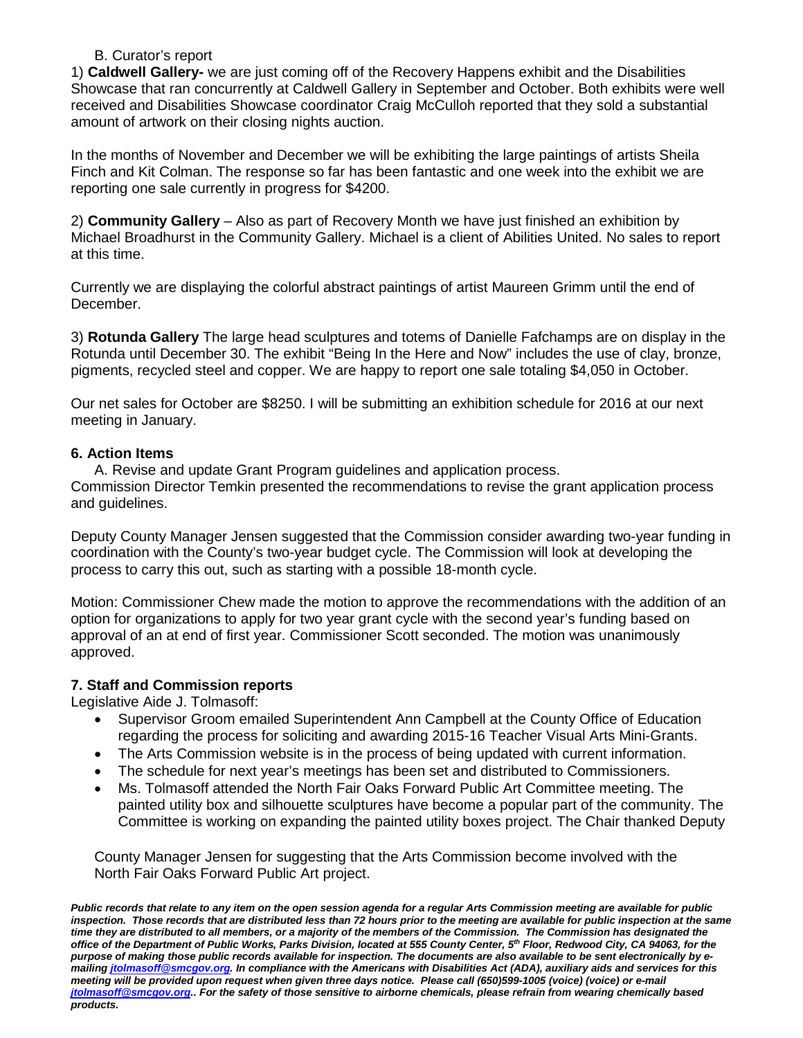B. Curator's report

1) **Caldwell Gallery-** we are just coming off of the Recovery Happens exhibit and the Disabilities Showcase that ran concurrently at Caldwell Gallery in September and October. Both exhibits were well received and Disabilities Showcase coordinator Craig McCulloh reported that they sold a substantial amount of artwork on their closing nights auction.

In the months of November and December we will be exhibiting the large paintings of artists Sheila Finch and Kit Colman. The response so far has been fantastic and one week into the exhibit we are reporting one sale currently in progress for $4200.

2) **Community Gallery** – Also as part of Recovery Month we have just finished an exhibition by Michael Broadhurst in the Community Gallery. Michael is a client of Abilities United. No sales to report at this time.

Currently we are displaying the colorful abstract paintings of artist Maureen Grimm until the end of December.

3) **Rotunda Gallery** The large head sculptures and totems of Danielle Fafchamps are on display in the Rotunda until December 30. The exhibit "Being In the Here and Now" includes the use of clay, bronze, pigments, recycled steel and copper. We are happy to report one sale totaling $4,050 in October.

Our net sales for October are $8250. I will be submitting an exhibition schedule for 2016 at our next meeting in January.

### 6. Action Items

A. Revise and update Grant Program guidelines and application process.

Commission Director Temkin presented the recommendations to revise the grant application process and guidelines.

Deputy County Manager Jensen suggested that the Commission consider awarding two-year funding in coordination with the County's two-year budget cycle. The Commission will look at developing the process to carry this out, such as starting with a possible 18-month cycle.

Motion: Commissioner Chew made the motion to approve the recommendations with the addition of an option for organizations to apply for two year grant cycle with the second year's funding based on approval of an at end of first year. Commissioner Scott seconded. The motion was unanimously approved.

### 7. Staff and Commission reports

Legislative Aide J. Tolmasoff:

- Supervisor Groom emailed Superintendent Ann Campbell at the County Office of Education regarding the process for soliciting and awarding 2015-16 Teacher Visual Arts Mini-Grants.
- The Arts Commission website is in the process of being updated with current information.
- The schedule for next year's meetings has been set and distributed to Commissioners.
- Ms. Tolmasoff attended the North Fair Oaks Forward Public Art Committee meeting. The painted utility box and silhouette sculptures have become a popular part of the community. The Committee is working on expanding the painted utility boxes project. The Chair thanked Deputy County Manager Jensen for suggesting that the Arts Commission become involved with the North Fair Oaks Forward Public Art project.

***Public records that relate to any item on the open session agenda for a regular Arts Commission meeting are available for public inspection. Those records that are distributed less than 72 hours prior to the meeting are available for public inspection at the same time they are distributed to all members, or a majority of the members of the Commission. The Commission has designated the office of the Department of Public Works, Parks Division, located at 555 County Center, 5th Floor, Redwood City, CA 94063, for the purpose of making those public records available for inspection. The documents are also available to be sent electronically by e-mailing jtolmasoff@smcgov.org. In compliance with the Americans with Disabilities Act (ADA), auxiliary aids and services for this meeting will be provided upon request when given three days notice. Please call (650)599-1005 (voice) (voice) or e-mail jtolmasoff@smcgov.org.. For the safety of those sensitive to airborne chemicals, please refrain from wearing chemically based products.***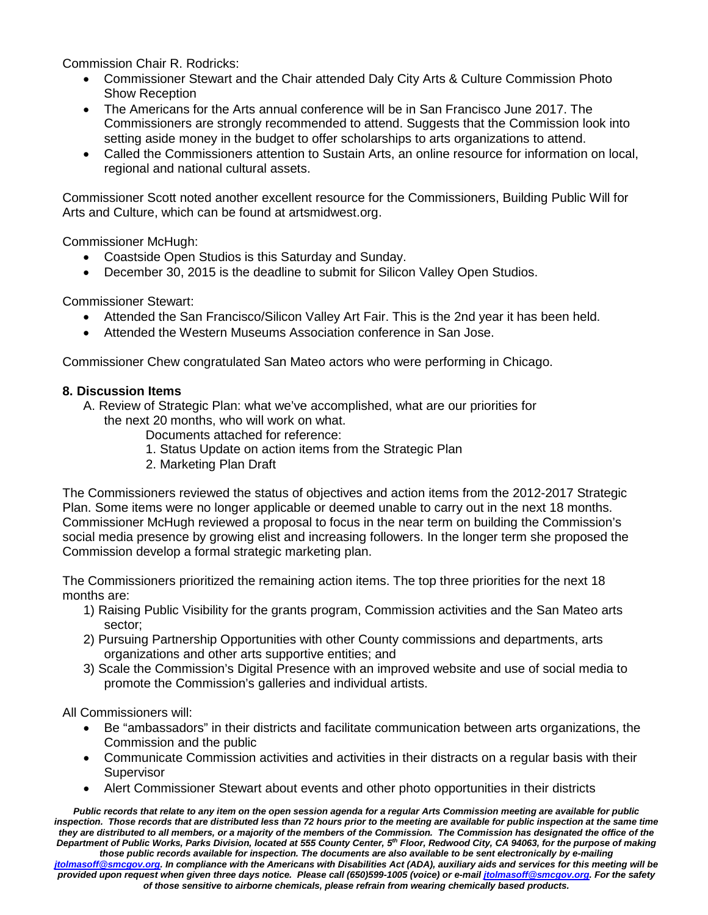Commission Chair R. Rodricks:

- Commissioner Stewart and the Chair attended Daly City Arts & Culture Commission Photo Show Reception
- The Americans for the Arts annual conference will be in San Francisco June 2017. The Commissioners are strongly recommended to attend. Suggests that the Commission look into setting aside money in the budget to offer scholarships to arts organizations to attend.
- Called the Commissioners attention to Sustain Arts, an online resource for information on local, regional and national cultural assets.

Commissioner Scott noted another excellent resource for the Commissioners, Building Public Will for Arts and Culture, which can be found at artsmidwest.org.

Commissioner McHugh:

- Coastside Open Studios is this Saturday and Sunday.
- December 30, 2015 is the deadline to submit for Silicon Valley Open Studios.

Commissioner Stewart:

- Attended the San Francisco/Silicon Valley Art Fair. This is the 2nd year it has been held.
- Attended the Western Museums Association conference in San Jose.

Commissioner Chew congratulated San Mateo actors who were performing in Chicago.

**8. Discussion Items**

A. Review of Strategic Plan: what we've accomplished, what are our priorities for the next 20 months, who will work on what.

Documents attached for reference:

1. Status Update on action items from the Strategic Plan
2. Marketing Plan Draft

The Commissioners reviewed the status of objectives and action items from the 2012-2017 Strategic Plan. Some items were no longer applicable or deemed unable to carry out in the next 18 months. Commissioner McHugh reviewed a proposal to focus in the near term on building the Commission's social media presence by growing elist and increasing followers. In the longer term she proposed the Commission develop a formal strategic marketing plan.

The Commissioners prioritized the remaining action items. The top three priorities for the next 18 months are:

1) Raising Public Visibility for the grants program, Commission activities and the San Mateo arts sector;
2) Pursuing Partnership Opportunities with other County commissions and departments, arts organizations and other arts supportive entities; and
3) Scale the Commission's Digital Presence with an improved website and use of social media to promote the Commission's galleries and individual artists.

All Commissioners will:

- Be "ambassadors" in their districts and facilitate communication between arts organizations, the Commission and the public
- Communicate Commission activities and activities in their distracts on a regular basis with their Supervisor
- Alert Commissioner Stewart about events and other photo opportunities in their districts

***Public records that relate to any item on the open session agenda for a regular Arts Commission meeting are available for public inspection. Those records that are distributed less than 72 hours prior to the meeting are available for public inspection at the same time they are distributed to all members, or a majority of the members of the Commission. The Commission has designated the office of the Department of Public Works, Parks Division, located at 555 County Center, 5th Floor, Redwood City, CA 94063, for the purpose of making those public records available for inspection. The documents are also available to be sent electronically by e-mailing jtolmasoff@smcgov.org. In compliance with the Americans with Disabilities Act (ADA), auxiliary aids and services for this meeting will be provided upon request when given three days notice. Please call (650)599-1005 (voice) or e-mail jtolmasoff@smcgov.org. For the safety of those sensitive to airborne chemicals, please refrain from wearing chemically based products.***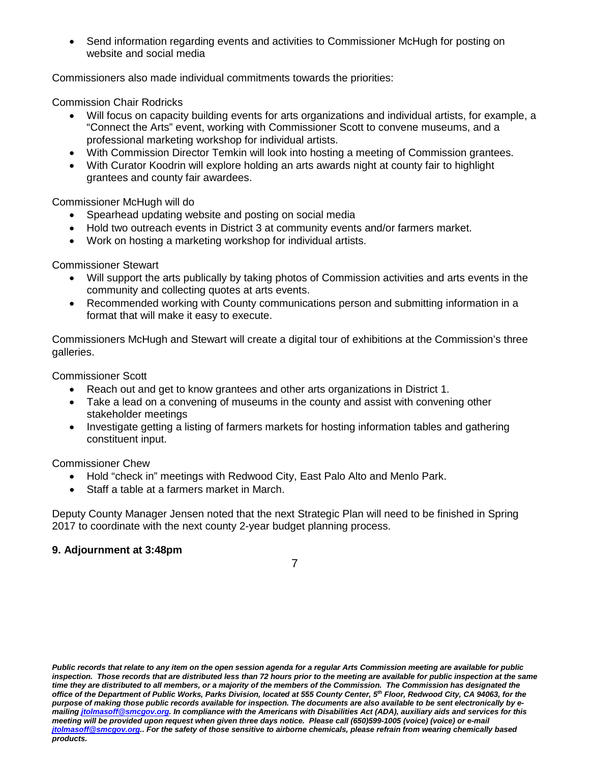- Send information regarding events and activities to Commissioner McHugh for posting on website and social media

Commissioners also made individual commitments towards the priorities:

Commission Chair Rodricks

- Will focus on capacity building events for arts organizations and individual artists, for example, a "Connect the Arts" event, working with Commissioner Scott to convene museums, and a professional marketing workshop for individual artists.
- With Commission Director Temkin will look into hosting a meeting of Commission grantees.
- With Curator Koodrin will explore holding an arts awards night at county fair to highlight grantees and county fair awardees.

Commissioner McHugh will do

- Spearhead updating website and posting on social media
- Hold two outreach events in District 3 at community events and/or farmers market.
- Work on hosting a marketing workshop for individual artists.

Commissioner Stewart

- Will support the arts publically by taking photos of Commission activities and arts events in the community and collecting quotes at arts events.
- Recommended working with County communications person and submitting information in a format that will make it easy to execute.

Commissioners McHugh and Stewart will create a digital tour of exhibitions at the Commission's three galleries.

Commissioner Scott

- Reach out and get to know grantees and other arts organizations in District 1.
- Take a lead on a convening of museums in the county and assist with convening other stakeholder meetings
- Investigate getting a listing of farmers markets for hosting information tables and gathering constituent input.

Commissioner Chew

- Hold "check in" meetings with Redwood City, East Palo Alto and Menlo Park.
- Staff a table at a farmers market in March.

Deputy County Manager Jensen noted that the next Strategic Plan will need to be finished in Spring 2017 to coordinate with the next county 2-year budget planning process.

**9. Adjournment at 3:48pm**

***Public records that relate to any item on the open session agenda for a regular Arts Commission meeting are available for public inspection. Those records that are distributed less than 72 hours prior to the meeting are available for public inspection at the same time they are distributed to all members, or a majority of the members of the Commission. The Commission has designated the office of the Department of Public Works, Parks Division, located at 555 County Center, 5th Floor, Redwood City, CA 94063, for the purpose of making those public records available for inspection. The documents are also available to be sent electronically by e-mailing jtolmasoff@smcgov.org. In compliance with the Americans with Disabilities Act (ADA), auxiliary aids and services for this meeting will be provided upon request when given three days notice. Please call (650)599-1005 (voice) (voice) or e-mail jtolmasoff@smcgov.org.. For the safety of those sensitive to airborne chemicals, please refrain from wearing chemically based products.***